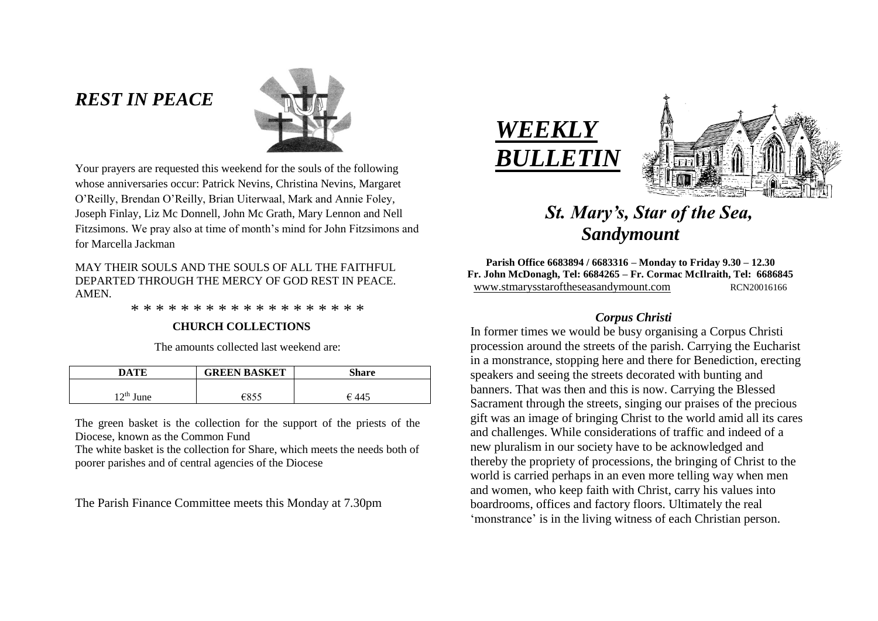## *REST IN PEACE*

Your prayers are requested this weekend for the souls of the following whose anniversaries occur: Patrick Nevins, Christina Nevins, Margaret O'Reilly, Brendan O'Reilly, Brian Uiterwaal, Mark and Annie Foley, Joseph Finlay, Liz Mc Donnell, John Mc Grath, Mary Lennon and Nell Fitzsimons. We pray also at time of month's mind for John Fitzsimons and for Marcella Jackman

MAY THEIR SOULS AND THE SOULS OF ALL THE FAITHFUL DEPARTED THROUGH THE MERCY OF GOD REST IN PEACE. AMEN.

\* \* \* \* \* \* \* \* \* \* \* \* \* \* \* \* \* \* \*

**CHURCH COLLECTIONS**

The amounts collected last weekend are:

| DATE | GREEN BASKET | Share |
|---|---|---|
| 12th June | €855 | € 445 |

The green basket is the collection for the support of the priests of the Diocese, known as the Common Fund

The white basket is the collection for Share, which meets the needs both of poorer parishes and of central agencies of the Diocese

The Parish Finance Committee meets this Monday at 7.30pm

# *WEEKLY BULLETIN*

## *St. Mary's, Star of the Sea, Sandymount*

**Parish Office 6683894 / 6683316 – Monday to Friday 9.30 – 12.30**
**Fr. John McDonagh, Tel: 6684265 – Fr. Cormac McIlraith, Tel: 6686845**
www.stmarysstaroftheseasandymount.com RCN20016166

### *Corpus Christi*

In former times we would be busy organising a Corpus Christi procession around the streets of the parish. Carrying the Eucharist in a monstrance, stopping here and there for Benediction, erecting speakers and seeing the streets decorated with bunting and banners. That was then and this is now. Carrying the Blessed Sacrament through the streets, singing our praises of the precious gift was an image of bringing Christ to the world amid all its cares and challenges. While considerations of traffic and indeed of a new pluralism in our society have to be acknowledged and thereby the propriety of processions, the bringing of Christ to the world is carried perhaps in an even more telling way when men and women, who keep faith with Christ, carry his values into boardrooms, offices and factory floors. Ultimately the real 'monstrance' is in the living witness of each Christian person.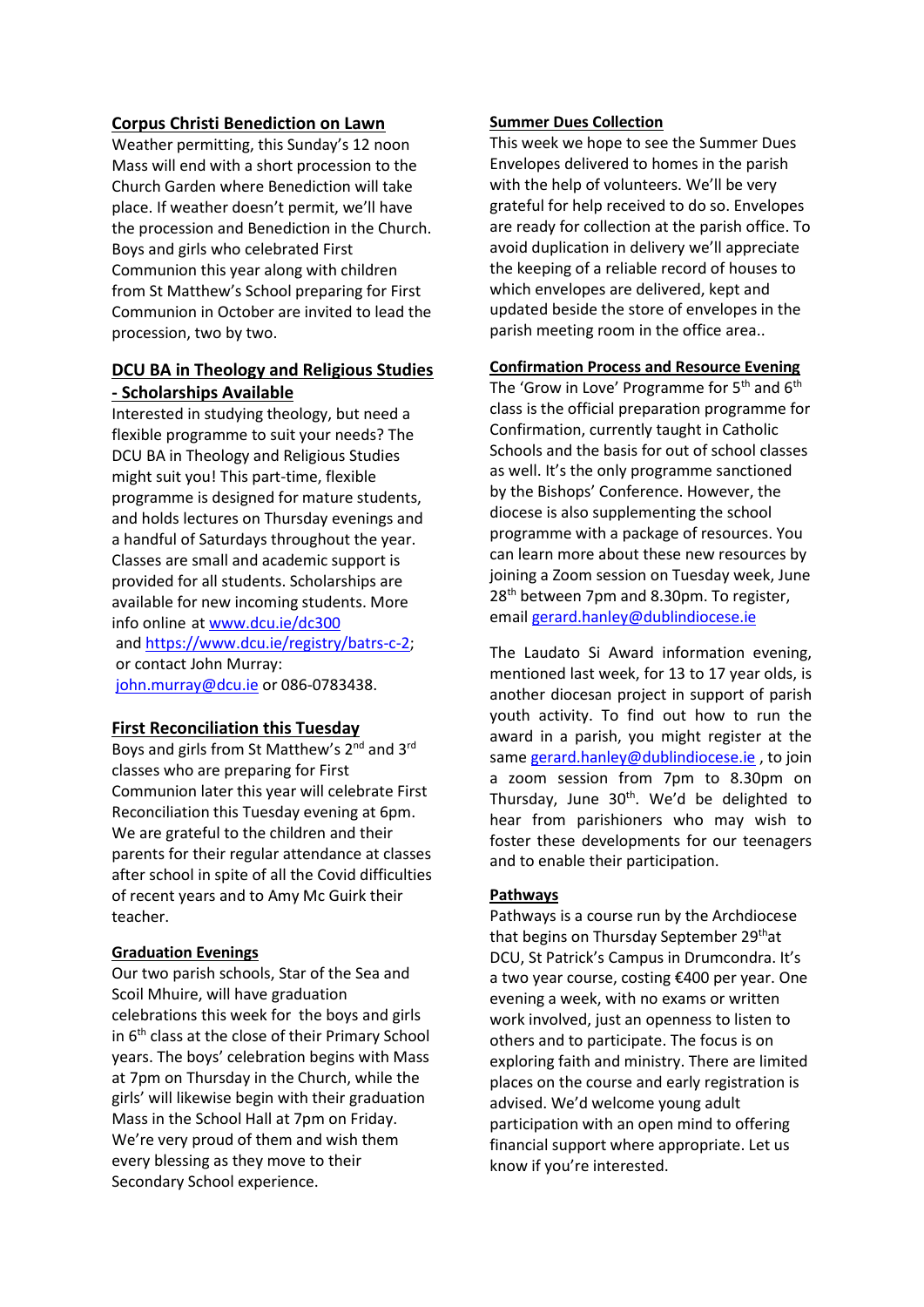## Corpus Christi Benediction on Lawn

Weather permitting, this Sunday's 12 noon Mass will end with a short procession to the Church Garden where Benediction will take place. If weather doesn't permit, we'll have the procession and Benediction in the Church. Boys and girls who celebrated First Communion this year along with children from St Matthew's School preparing for First Communion in October are invited to lead the procession, two by two.

## DCU BA in Theology and Religious Studies - Scholarships Available

Interested in studying theology, but need a flexible programme to suit your needs? The DCU BA in Theology and Religious Studies might suit you! This part-time, flexible programme is designed for mature students, and holds lectures on Thursday evenings and a handful of Saturdays throughout the year. Classes are small and academic support is provided for all students. Scholarships are available for new incoming students. More info online at www.dcu.ie/dc300 and https://www.dcu.ie/registry/batrs-c-2; or contact John Murray: john.murray@dcu.ie or 086-0783438.

## First Reconciliation this Tuesday

Boys and girls from St Matthew's 2nd and 3rd classes who are preparing for First Communion later this year will celebrate First Reconciliation this Tuesday evening at 6pm. We are grateful to the children and their parents for their regular attendance at classes after school in spite of all the Covid difficulties of recent years and to Amy Mc Guirk their teacher.

## Graduation Evenings

Our two parish schools, Star of the Sea and Scoil Mhuire, will have graduation celebrations this week for the boys and girls in 6th class at the close of their Primary School years. The boys' celebration begins with Mass at 7pm on Thursday in the Church, while the girls' will likewise begin with their graduation Mass in the School Hall at 7pm on Friday. We're very proud of them and wish them every blessing as they move to their Secondary School experience.

## Summer Dues Collection

This week we hope to see the Summer Dues Envelopes delivered to homes in the parish with the help of volunteers. We'll be very grateful for help received to do so. Envelopes are ready for collection at the parish office. To avoid duplication in delivery we'll appreciate the keeping of a reliable record of houses to which envelopes are delivered, kept and updated beside the store of envelopes in the parish meeting room in the office area..

## Confirmation Process and Resource Evening

The 'Grow in Love' Programme for 5th and 6th class is the official preparation programme for Confirmation, currently taught in Catholic Schools and the basis for out of school classes as well. It's the only programme sanctioned by the Bishops' Conference. However, the diocese is also supplementing the school programme with a package of resources. You can learn more about these new resources by joining a Zoom session on Tuesday week, June 28th between 7pm and 8.30pm. To register, email gerard.hanley@dublindiocese.ie

The Laudato Si Award information evening, mentioned last week, for 13 to 17 year olds, is another diocesan project in support of parish youth activity. To find out how to run the award in a parish, you might register at the same gerard.hanley@dublindiocese.ie , to join a zoom session from 7pm to 8.30pm on Thursday, June 30th. We'd be delighted to hear from parishioners who may wish to foster these developments for our teenagers and to enable their participation.

## Pathways

Pathways is a course run by the Archdiocese that begins on Thursday September 29th at DCU, St Patrick's Campus in Drumcondra. It's a two year course, costing €400 per year. One evening a week, with no exams or written work involved, just an openness to listen to others and to participate. The focus is on exploring faith and ministry. There are limited places on the course and early registration is advised. We'd welcome young adult participation with an open mind to offering financial support where appropriate. Let us know if you're interested.